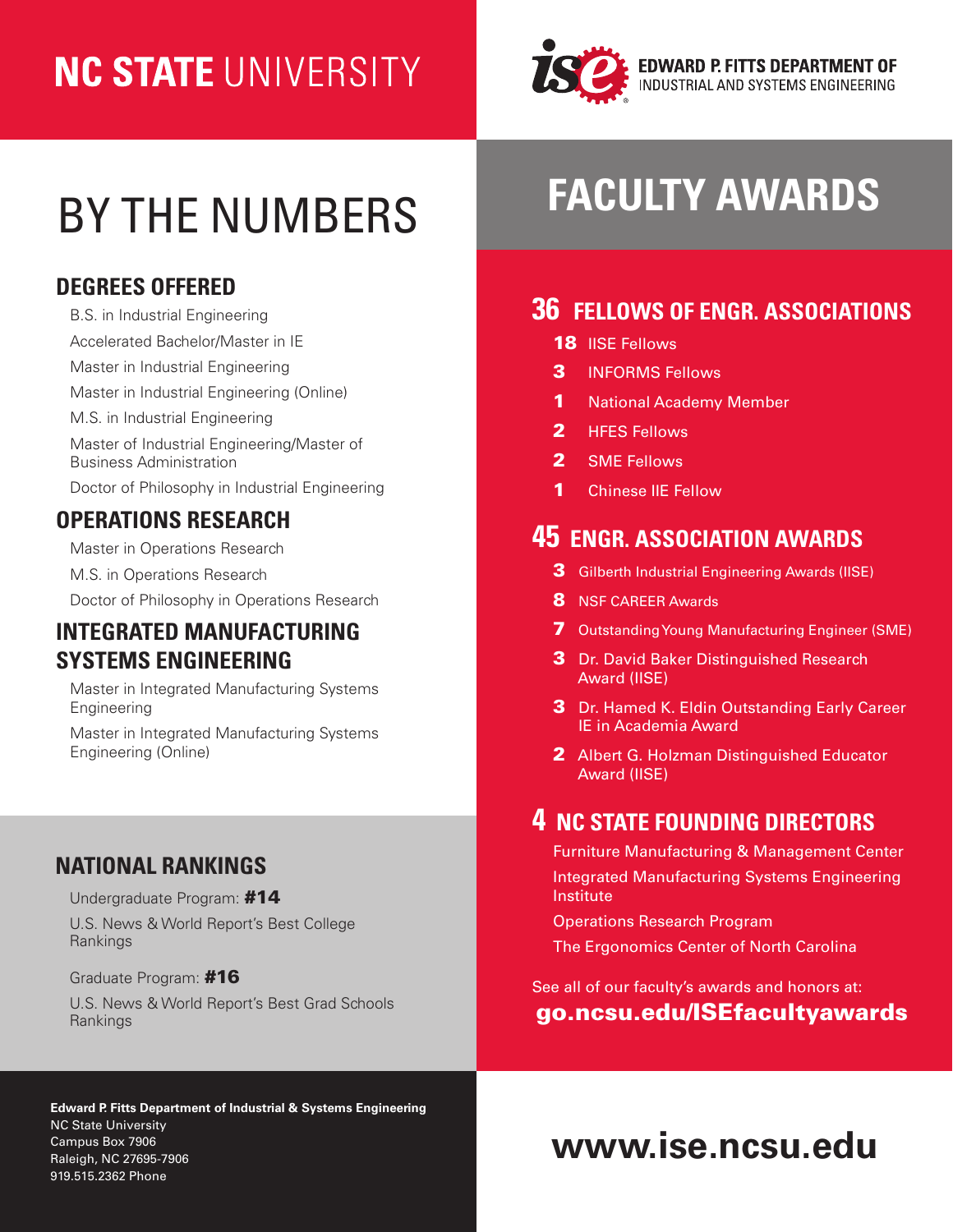# NC STATE UNIVERSITY

**EDWARD P. FITTS DEPARTMENT OF**
INDUSTRIAL AND SYSTEMS ENGINEERING

# BY THE NUMBERS

## DEGREES OFFERED

- B.S. in Industrial Engineering
- Accelerated Bachelor/Master in IE
- Master in Industrial Engineering
- Master in Industrial Engineering (Online)
- M.S. in Industrial Engineering
- Master of Industrial Engineering/Master of Business Administration
- Doctor of Philosophy in Industrial Engineering

## OPERATIONS RESEARCH

- Master in Operations Research
- M.S. in Operations Research
- Doctor of Philosophy in Operations Research

## INTEGRATED MANUFACTURING SYSTEMS ENGINEERING

- Master in Integrated Manufacturing Systems Engineering
- Master in Integrated Manufacturing Systems Engineering (Online)

## NATIONAL RANKINGS

Undergraduate Program: **#14**

U.S. News & World Report's Best College Rankings

Graduate Program: **#16**

U.S. News & World Report's Best Grad Schools Rankings

# FACULTY AWARDS

## 36 FELLOWS OF ENGR. ASSOCIATIONS

- **18** IISE Fellows
- **3** INFORMS Fellows
- **1** National Academy Member
- **2** HFES Fellows
- **2** SME Fellows
- **1** Chinese IIE Fellow

## 45 ENGR. ASSOCIATION AWARDS

- **3** Gilberth Industrial Engineering Awards (IISE)
- **8** NSF CAREER Awards
- **7** Outstanding Young Manufacturing Engineer (SME)
- **3** Dr. David Baker Distinguished Research Award (IISE)
- **3** Dr. Hamed K. Eldin Outstanding Early Career IE in Academia Award
- **2** Albert G. Holzman Distinguished Educator Award (IISE)

## 4 NC STATE FOUNDING DIRECTORS

- Furniture Manufacturing & Management Center
- Integrated Manufacturing Systems Engineering Institute
- Operations Research Program
- The Ergonomics Center of North Carolina

See all of our faculty's awards and honors at:
**go.ncsu.edu/ISEfacultyawards**

**Edward P. Fitts Department of Industrial & Systems Engineering**
NC State University
Campus Box 7906
Raleigh, NC 27695-7906
919.515.2362 Phone

**www.ise.ncsu.edu**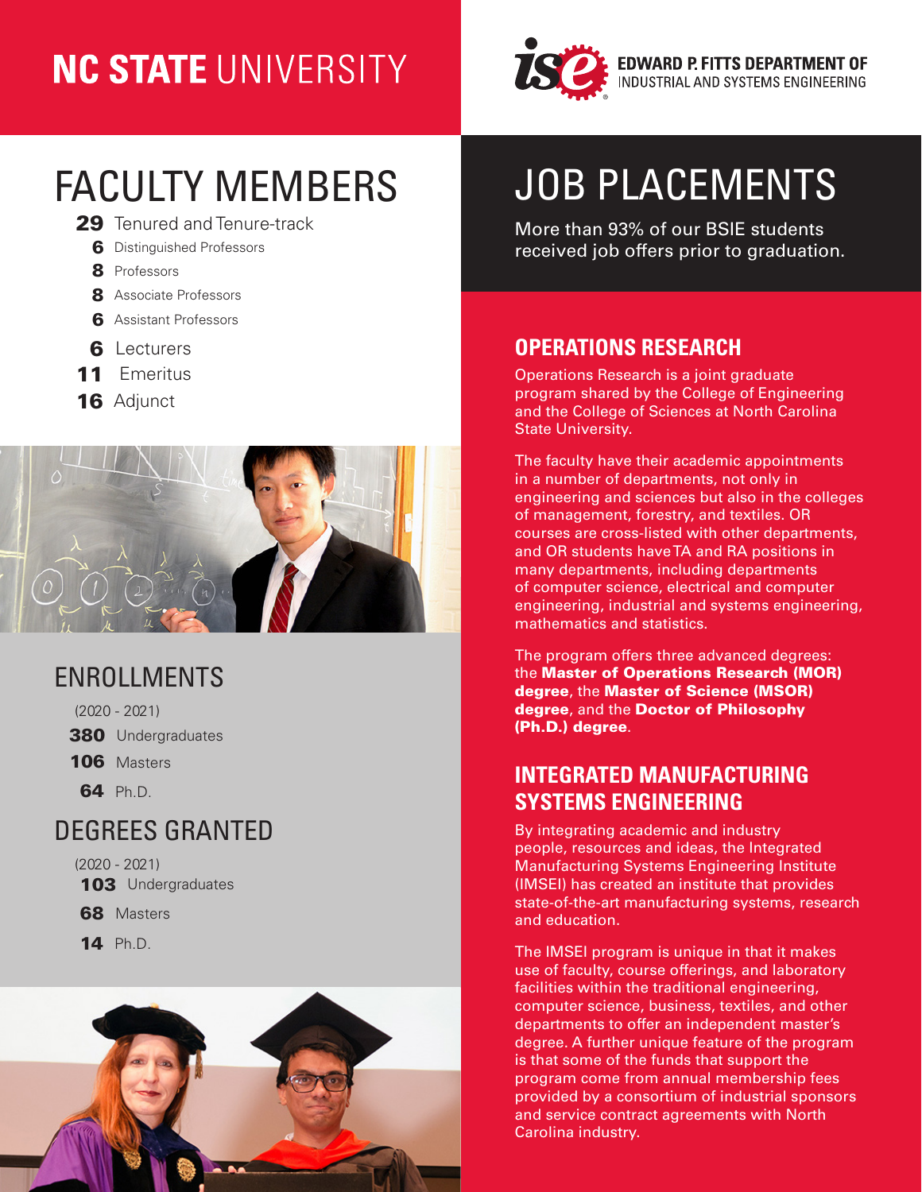# NC STATE UNIVERSITY

EDWARD P. FITTS DEPARTMENT OF INDUSTRIAL AND SYSTEMS ENGINEERING

## FACULTY MEMBERS

**29** Tenured and Tenure-track

- **6** Distinguished Professors
- **8** Professors
- **8** Associate Professors
- **6** Assistant Professors

**6** Lecturers

**11** Emeritus

**16** Adjunct

## ENROLLMENTS

(2020 - 2021)

**380** Undergraduates

**106** Masters

**64** Ph.D.

## DEGREES GRANTED

(2020 - 2021)

**103** Undergraduates

**68** Masters

**14** Ph.D.

## JOB PLACEMENTS

More than 93% of our BSIE students received job offers prior to graduation.

### OPERATIONS RESEARCH

Operations Research is a joint graduate program shared by the College of Engineering and the College of Sciences at North Carolina State University.

The faculty have their academic appointments in a number of departments, not only in engineering and sciences but also in the colleges of management, forestry, and textiles. OR courses are cross-listed with other departments, and OR students have TA and RA positions in many departments, including departments of computer science, electrical and computer engineering, industrial and systems engineering, mathematics and statistics.

The program offers three advanced degrees: the **Master of Operations Research (MOR) degree**, the **Master of Science (MSOR) degree**, and the **Doctor of Philosophy (Ph.D.) degree**.

### INTEGRATED MANUFACTURING SYSTEMS ENGINEERING

By integrating academic and industry people, resources and ideas, the Integrated Manufacturing Systems Engineering Institute (IMSEI) has created an institute that provides state-of-the-art manufacturing systems, research and education.

The IMSEI program is unique in that it makes use of faculty, course offerings, and laboratory facilities within the traditional engineering, computer science, business, textiles, and other departments to offer an independent master's degree. A further unique feature of the program is that some of the funds that support the program come from annual membership fees provided by a consortium of industrial sponsors and service contract agreements with North Carolina industry.